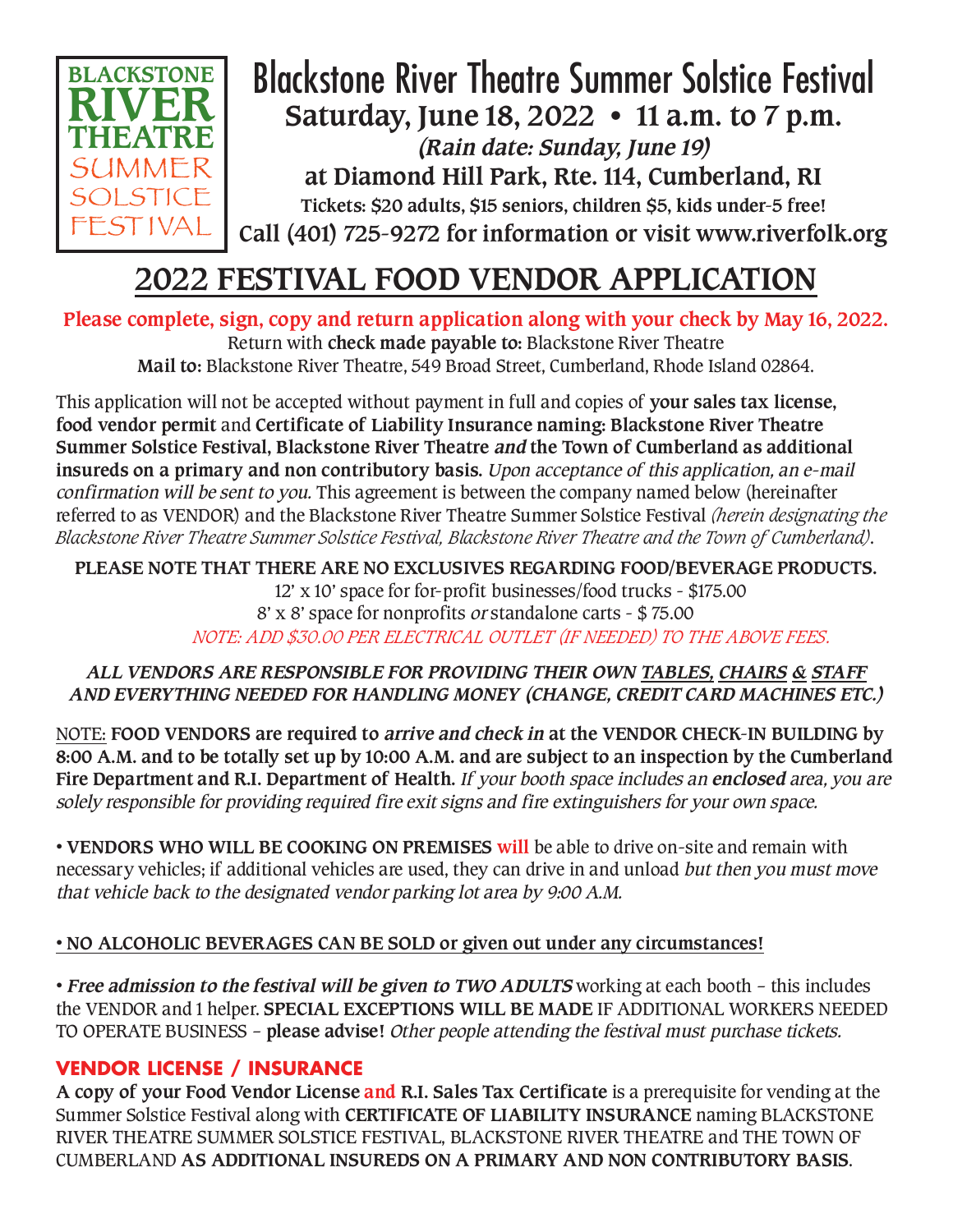BLACKSTONE RIVER THEATRE SUMMER SOLSTICE FESTIVAL

# Blackstone River Theatre Summer Solstice Festival

**Saturday, June 18, 2022 • 11 a.m. to 7 p.m.**

***(Rain date: Sunday, June 19)***

**at Diamond Hill Park, Rte. 114, Cumberland, RI**

**Tickets: $20 adults, $15 seniors, children $5, kids under-5 free!**

**Call (401) 725-9272 for information or visit www.riverfolk.org**

## 2022 FESTIVAL FOOD VENDOR APPLICATION

**Please complete, sign, copy and return application along with your check by May 16, 2022.**

Return with **check made payable to:** Blackstone River Theatre

**Mail to:** Blackstone River Theatre, 549 Broad Street, Cumberland, Rhode Island 02864.

This application will not be accepted without payment in full and copies of **your sales tax license, food vendor permit** and **Certificate of Liability Insurance naming: Blackstone River Theatre Summer Solstice Festival, Blackstone River Theatre *and* the Town of Cumberland as additional insureds on a primary and non contributory basis.** *Upon acceptance of this application, an e-mail confirmation will be sent to you.* This agreement is between the company named below (hereinafter referred to as VENDOR) and the Blackstone River Theatre Summer Solstice Festival *(herein designating the Blackstone River Theatre Summer Solstice Festival, Blackstone River Theatre and the Town of Cumberland)*.

**PLEASE NOTE THAT THERE ARE NO EXCLUSIVES REGARDING FOOD/BEVERAGE PRODUCTS.**

12' x 10' space for for-profit businesses/food trucks - $175.00

8' x 8' space for nonprofits *or* standalone carts - $ 75.00

*NOTE: ADD $30.00 PER ELECTRICAL OUTLET (IF NEEDED) TO THE ABOVE FEES.*

***ALL VENDORS ARE RESPONSIBLE FOR PROVIDING THEIR OWN TABLES, CHAIRS & STAFF AND EVERYTHING NEEDED FOR HANDLING MONEY (CHANGE, CREDIT CARD MACHINES ETC.)***

NOTE: **FOOD VENDORS are required to *arrive and check in* at the VENDOR CHECK-IN BUILDING by 8:00 A.M. and to be totally set up by 10:00 A.M. and are subject to an inspection by the Cumberland Fire Department and R.I. Department of Health.** *If your booth space includes an **enclosed** area, you are solely responsible for providing required fire exit signs and fire extinguishers for your own space.*

• **VENDORS WHO WILL BE COOKING ON PREMISES will** be able to drive on-site and remain with necessary vehicles; if additional vehicles are used, they can drive in and unload *but then you must move that vehicle back to the designated vendor parking lot area by 9:00 A.M.*

**• NO ALCOHOLIC BEVERAGES CAN BE SOLD or given out under any circumstances!**

• ***Free admission to the festival will be given to TWO ADULTS*** working at each booth – this includes the VENDOR and 1 helper. **SPECIAL EXCEPTIONS WILL BE MADE** IF ADDITIONAL WORKERS NEEDED TO OPERATE BUSINESS – **please advise!** *Other people attending the festival must purchase tickets.*

### VENDOR LICENSE / INSURANCE

**A copy of your Food Vendor License and R.I. Sales Tax Certificate** is a prerequisite for vending at the Summer Solstice Festival along with **CERTIFICATE OF LIABILITY INSURANCE** naming BLACKSTONE RIVER THEATRE SUMMER SOLSTICE FESTIVAL, BLACKSTONE RIVER THEATRE and THE TOWN OF CUMBERLAND **AS ADDITIONAL INSUREDS ON A PRIMARY AND NON CONTRIBUTORY BASIS**.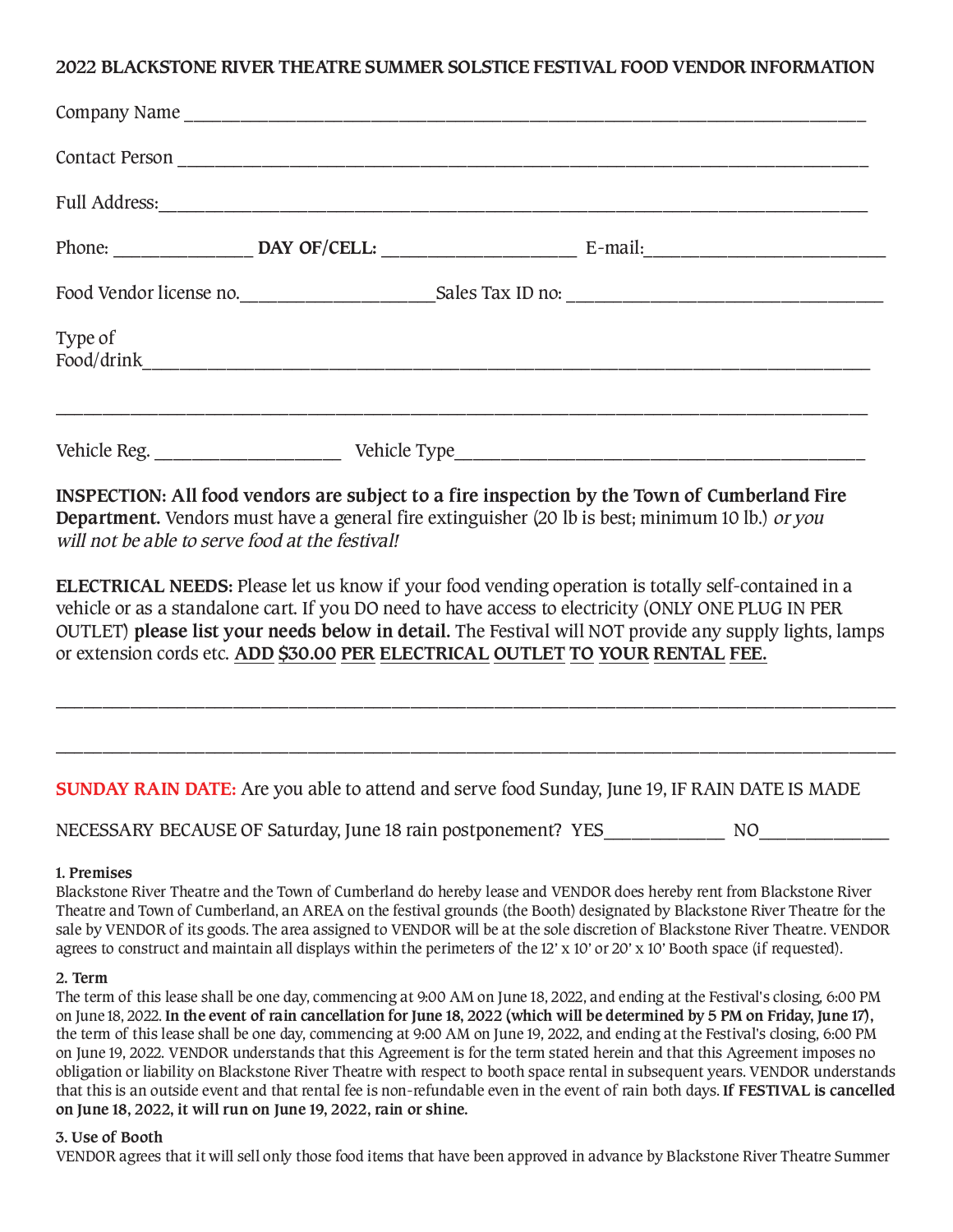**2022 BLACKSTONE RIVER THEATRE SUMMER SOLSTICE FESTIVAL FOOD VENDOR INFORMATION**

Company Name ______________________________________________________________________

Contact Person ______________________________________________________________________

Full Address:_______________________________________________________________________

Phone: _____________ **DAY OF/CELL:** __________________ E-mail:______________________

Food Vendor license no.__________________Sales Tax ID no: _____________________________

Type of Food/drink______________________________________________________________________

___________________________________________________________________________________

Vehicle Reg. __________________ Vehicle Type__________________________________________

**INSPECTION: All food vendors are subject to a fire inspection by the Town of Cumberland Fire Department.** Vendors must have a general fire extinguisher (20 lb is best; minimum 10 lb.) *or you will not be able to serve food at the festival!*

**ELECTRICAL NEEDS:** Please let us know if your food vending operation is totally self-contained in a vehicle or as a standalone cart. If you DO need to have access to electricity (ONLY ONE PLUG IN PER OUTLET) **please list your needs below in detail.** The Festival will NOT provide any supply lights, lamps or extension cords etc. **ADD $30.00 PER ELECTRICAL OUTLET TO YOUR RENTAL FEE.**

___________________________________________________________________________________

___________________________________________________________________________________

**SUNDAY RAIN DATE:** Are you able to attend and serve food Sunday, June 19, IF RAIN DATE IS MADE NECESSARY BECAUSE OF Saturday, June 18 rain postponement? YES____________ NO_____________

**1. Premises**

Blackstone River Theatre and the Town of Cumberland do hereby lease and VENDOR does hereby rent from Blackstone River Theatre and Town of Cumberland, an AREA on the festival grounds (the Booth) designated by Blackstone River Theatre for the sale by VENDOR of its goods. The area assigned to VENDOR will be at the sole discretion of Blackstone River Theatre. VENDOR agrees to construct and maintain all displays within the perimeters of the 12' x 10' or 20' x 10' Booth space (if requested).

**2. Term**

The term of this lease shall be one day, commencing at 9:00 AM on June 18, 2022, and ending at the Festival's closing, 6:00 PM on June 18, 2022. **In the event of rain cancellation for June 18, 2022 (which will be determined by 5 PM on Friday, June 17)**, the term of this lease shall be one day, commencing at 9:00 AM on June 19, 2022, and ending at the Festival's closing, 6:00 PM on June 19, 2022. VENDOR understands that this Agreement is for the term stated herein and that this Agreement imposes no obligation or liability on Blackstone River Theatre with respect to booth space rental in subsequent years. VENDOR understands that this is an outside event and that rental fee is non-refundable even in the event of rain both days. **If FESTIVAL is cancelled on June 18, 2022, it will run on June 19, 2022, rain or shine.**

**3. Use of Booth**

VENDOR agrees that it will sell only those food items that have been approved in advance by Blackstone River Theatre Summer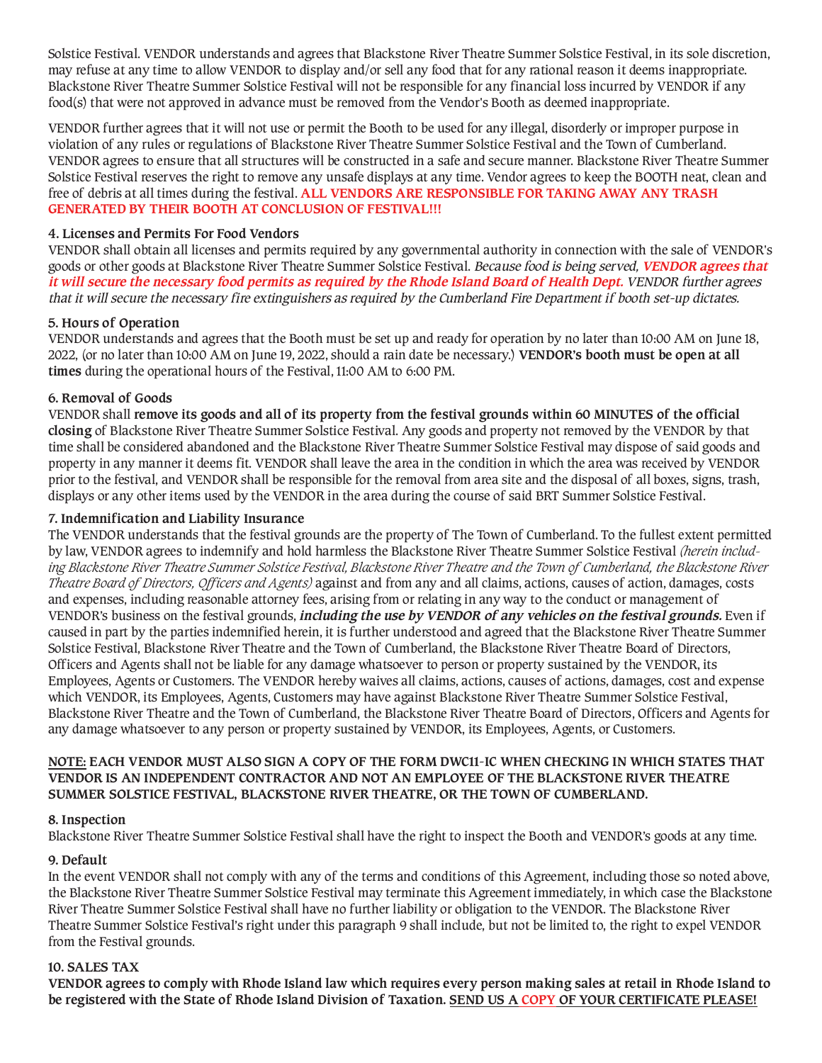Solstice Festival. VENDOR understands and agrees that Blackstone River Theatre Summer Solstice Festival, in its sole discretion, may refuse at any time to allow VENDOR to display and/or sell any food that for any rational reason it deems inappropriate. Blackstone River Theatre Summer Solstice Festival will not be responsible for any financial loss incurred by VENDOR if any food(s) that were not approved in advance must be removed from the Vendor's Booth as deemed inappropriate.

VENDOR further agrees that it will not use or permit the Booth to be used for any illegal, disorderly or improper purpose in violation of any rules or regulations of Blackstone River Theatre Summer Solstice Festival and the Town of Cumberland. VENDOR agrees to ensure that all structures will be constructed in a safe and secure manner. Blackstone River Theatre Summer Solstice Festival reserves the right to remove any unsafe displays at any time. Vendor agrees to keep the BOOTH neat, clean and free of debris at all times during the festival. **ALL VENDORS ARE RESPONSIBLE FOR TAKING AWAY ANY TRASH GENERATED BY THEIR BOOTH AT CONCLUSION OF FESTIVAL!!!**

**4. Licenses and Permits For Food Vendors**
VENDOR shall obtain all licenses and permits required by any governmental authority in connection with the sale of VENDOR's goods or other goods at Blackstone River Theatre Summer Solstice Festival. *Because food is being served, **VENDOR agrees that it will secure the necessary food permits as required by the Rhode Island Board of Health Dept.** VENDOR further agrees that it will secure the necessary fire extinguishers as required by the Cumberland Fire Department if booth set-up dictates.*

**5. Hours of Operation**
VENDOR understands and agrees that the Booth must be set up and ready for operation by no later than 10:00 AM on June 18, 2022, (or no later than 10:00 AM on June 19, 2022, should a rain date be necessary.) **VENDOR's booth must be open at all times** during the operational hours of the Festival, 11:00 AM to 6:00 PM.

**6. Removal of Goods**
VENDOR shall **remove its goods and all of its property from the festival grounds within 60 MINUTES of the official closing** of Blackstone River Theatre Summer Solstice Festival. Any goods and property not removed by the VENDOR by that time shall be considered abandoned and the Blackstone River Theatre Summer Solstice Festival may dispose of said goods and property in any manner it deems fit. VENDOR shall leave the area in the condition in which the area was received by VENDOR prior to the festival, and VENDOR shall be responsible for the removal from area site and the disposal of all boxes, signs, trash, displays or any other items used by the VENDOR in the area during the course of said BRT Summer Solstice Festival.

**7. Indemnification and Liability Insurance**
The VENDOR understands that the festival grounds are the property of The Town of Cumberland. To the fullest extent permitted by law, VENDOR agrees to indemnify and hold harmless the Blackstone River Theatre Summer Solstice Festival *(herein including Blackstone River Theatre Summer Solstice Festival, Blackstone River Theatre and the Town of Cumberland, the Blackstone River Theatre Board of Directors, Officers and Agents)* against and from any and all claims, actions, causes of action, damages, costs and expenses, including reasonable attorney fees, arising from or relating in any way to the conduct or management of VENDOR's business on the festival grounds, ***including the use by VENDOR of any vehicles on the festival grounds.*** Even if caused in part by the parties indemnified herein, it is further understood and agreed that the Blackstone River Theatre Summer Solstice Festival, Blackstone River Theatre and the Town of Cumberland, the Blackstone River Theatre Board of Directors, Officers and Agents shall not be liable for any damage whatsoever to person or property sustained by the VENDOR, its Employees, Agents or Customers. The VENDOR hereby waives all claims, actions, causes of actions, damages, cost and expense which VENDOR, its Employees, Agents, Customers may have against Blackstone River Theatre Summer Solstice Festival, Blackstone River Theatre and the Town of Cumberland, the Blackstone River Theatre Board of Directors, Officers and Agents for any damage whatsoever to any person or property sustained by VENDOR, its Employees, Agents, or Customers.

**NOTE: EACH VENDOR MUST ALSO SIGN A COPY OF THE FORM DWC11-IC WHEN CHECKING IN WHICH STATES THAT VENDOR IS AN INDEPENDENT CONTRACTOR AND NOT AN EMPLOYEE OF THE BLACKSTONE RIVER THEATRE SUMMER SOLSTICE FESTIVAL, BLACKSTONE RIVER THEATRE, OR THE TOWN OF CUMBERLAND.**

**8. Inspection**
Blackstone River Theatre Summer Solstice Festival shall have the right to inspect the Booth and VENDOR's goods at any time.

**9. Default**
In the event VENDOR shall not comply with any of the terms and conditions of this Agreement, including those so noted above, the Blackstone River Theatre Summer Solstice Festival may terminate this Agreement immediately, in which case the Blackstone River Theatre Summer Solstice Festival shall have no further liability or obligation to the VENDOR. The Blackstone River Theatre Summer Solstice Festival's right under this paragraph 9 shall include, but not be limited to, the right to expel VENDOR from the Festival grounds.

**10. SALES TAX**
**VENDOR agrees to comply with Rhode Island law which requires every person making sales at retail in Rhode Island to be registered with the State of Rhode Island Division of Taxation. SEND US A COPY OF YOUR CERTIFICATE PLEASE!**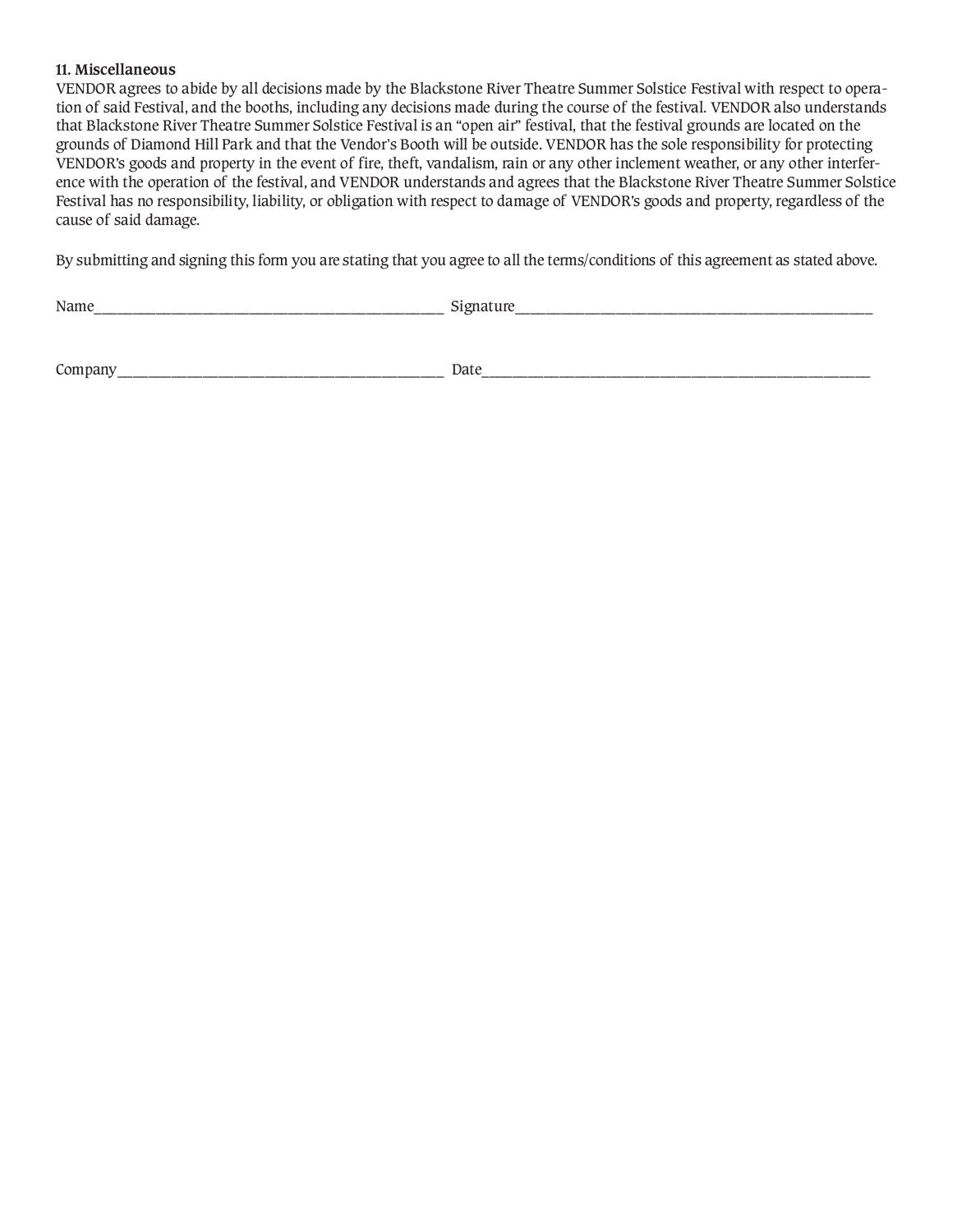**11. Miscellaneous**

VENDOR agrees to abide by all decisions made by the Blackstone River Theatre Summer Solstice Festival with respect to operation of said Festival, and the booths, including any decisions made during the course of the festival. VENDOR also understands that Blackstone River Theatre Summer Solstice Festival is an "open air" festival, that the festival grounds are located on the grounds of Diamond Hill Park and that the Vendor's Booth will be outside. VENDOR has the sole responsibility for protecting VENDOR's goods and property in the event of fire, theft, vandalism, rain or any other inclement weather, or any other interference with the operation of the festival, and VENDOR understands and agrees that the Blackstone River Theatre Summer Solstice Festival has no responsibility, liability, or obligation with respect to damage of VENDOR's goods and property, regardless of the cause of said damage.

By submitting and signing this form you are stating that you agree to all the terms/conditions of this agreement as stated above.

Name______________________________________________ Signature_______________________________________________

Company___________________________________________ Date____________________________________________________